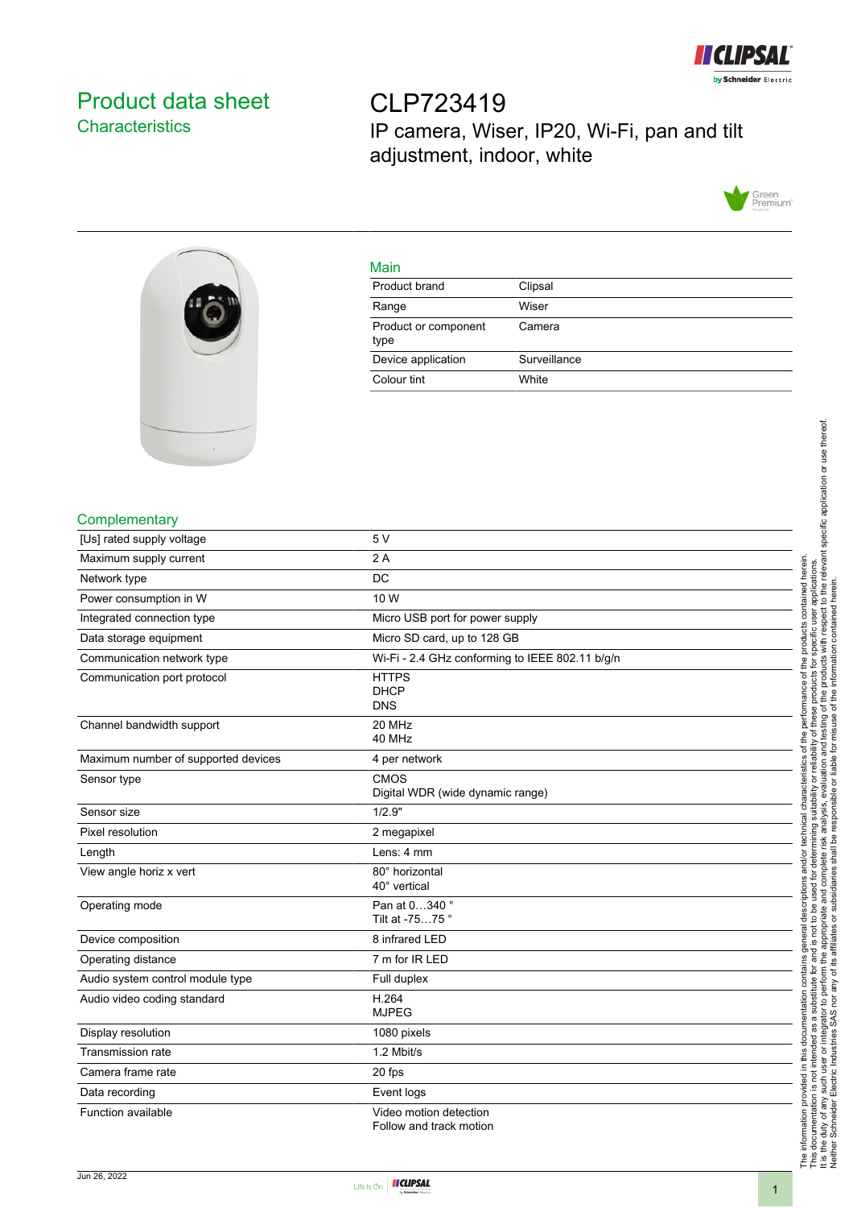# Product data sheet

## Characteristics

# CLP723419

IP camera, Wiser, IP20, Wi-Fi, pan and tilt adjustment, indoor, white

## Main

| | |
|---|---|
| Product brand | Clipsal |
| Range | Wiser |
| Product or component type | Camera |
| Device application | Surveillance |
| Colour tint | White |

## Complementary

| | |
|---|---|
| [Us] rated supply voltage | 5 V |
| Maximum supply current | 2 A |
| Network type | DC |
| Power consumption in W | 10 W |
| Integrated connection type | Micro USB port for power supply |
| Data storage equipment | Micro SD card, up to 128 GB |
| Communication network type | Wi-Fi - 2.4 GHz conforming to IEEE 802.11 b/g/n |
| Communication port protocol | HTTPS<br>DHCP<br>DNS |
| Channel bandwidth support | 20 MHz<br>40 MHz |
| Maximum number of supported devices | 4 per network |
| Sensor type | CMOS<br>Digital WDR (wide dynamic range) |
| Sensor size | 1/2.9" |
| Pixel resolution | 2 megapixel |
| Length | Lens: 4 mm |
| View angle horiz x vert | 80° horizontal<br>40° vertical |
| Operating mode | Pan at 0…340 °<br>Tilt at -75…75 ° |
| Device composition | 8 infrared LED |
| Operating distance | 7 m for IR LED |
| Audio system control module type | Full duplex |
| Audio video coding standard | H.264<br>MJPEG |
| Display resolution | 1080 pixels |
| Transmission rate | 1.2 Mbit/s |
| Camera frame rate | 20 fps |
| Data recording | Event logs |
| Function available | Video motion detection<br>Follow and track motion |

The information provided in this documentation contains general descriptions and/or technical characteristics of the performance of the products contained herein. This documentation is not intended as a substitute for and is not to be used for determining suitability or reliability of these products for specific user applications. It is the duty of any such user or integrator to perform the appropriate and complete risk analysis, evaluation and testing of the products with respect to the relevant specific application or use thereof. Neither Schneider Electric Industries SAS nor any of its affiliates or subsidiaries shall be responsible or liable for misuse of the information contained herein.

Jun 26, 2022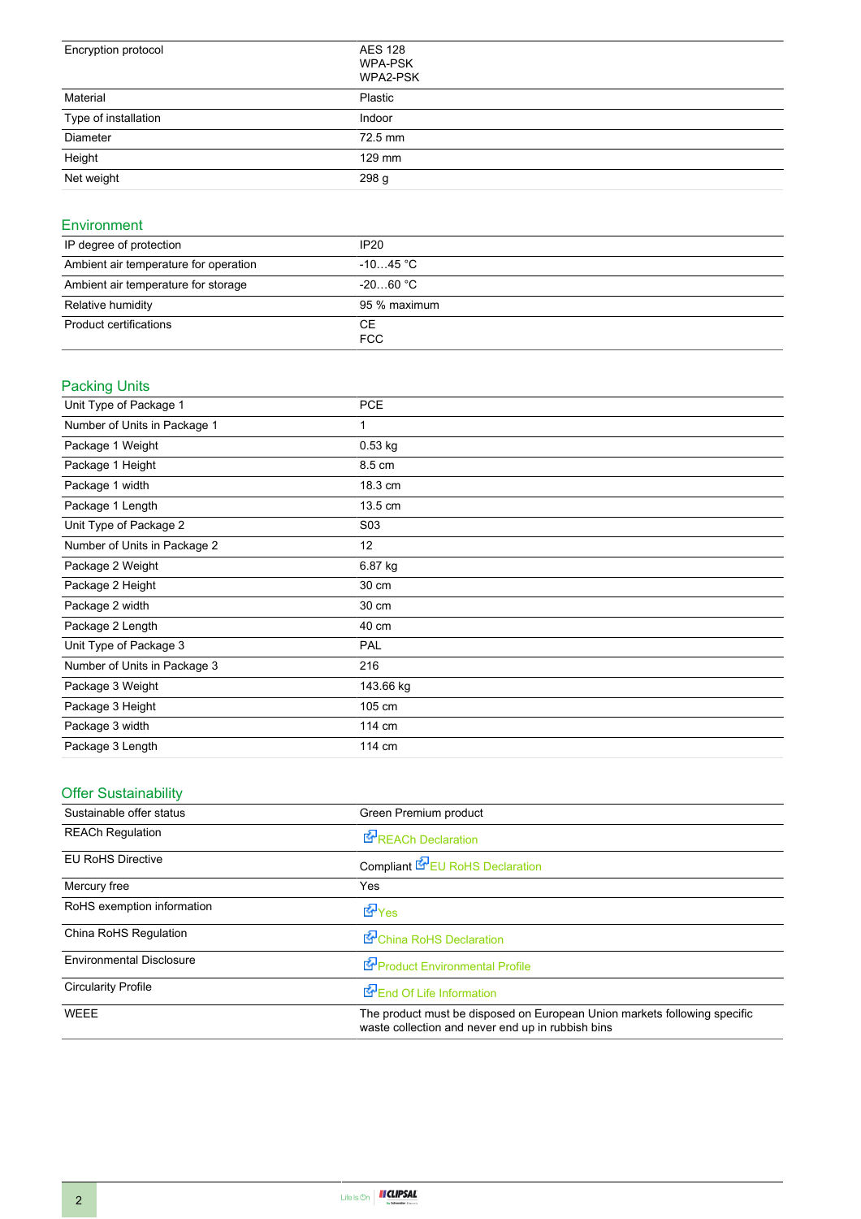| | |
|---|---|
| Encryption protocol | AES 128<br>WPA-PSK<br>WPA2-PSK |
| Material | Plastic |
| Type of installation | Indoor |
| Diameter | 72.5 mm |
| Height | 129 mm |
| Net weight | 298 g |

## Environment

| | |
|---|---|
| IP degree of protection | IP20 |
| Ambient air temperature for operation | -10…45 °C |
| Ambient air temperature for storage | -20…60 °C |
| Relative humidity | 95 % maximum |
| Product certifications | CE<br>FCC |

## Packing Units

| | |
|---|---|
| Unit Type of Package 1 | PCE |
| Number of Units in Package 1 | 1 |
| Package 1 Weight | 0.53 kg |
| Package 1 Height | 8.5 cm |
| Package 1 width | 18.3 cm |
| Package 1 Length | 13.5 cm |
| Unit Type of Package 2 | S03 |
| Number of Units in Package 2 | 12 |
| Package 2 Weight | 6.87 kg |
| Package 2 Height | 30 cm |
| Package 2 width | 30 cm |
| Package 2 Length | 40 cm |
| Unit Type of Package 3 | PAL |
| Number of Units in Package 3 | 216 |
| Package 3 Weight | 143.66 kg |
| Package 3 Height | 105 cm |
| Package 3 width | 114 cm |
| Package 3 Length | 114 cm |

## Offer Sustainability

| | |
|---|---|
| Sustainable offer status | Green Premium product |
| REACh Regulation | REACh Declaration |
| EU RoHS Directive | Compliant EU RoHS Declaration |
| Mercury free | Yes |
| RoHS exemption information | Yes |
| China RoHS Regulation | China RoHS Declaration |
| Environmental Disclosure | Product Environmental Profile |
| Circularity Profile | End Of Life Information |
| WEEE | The product must be disposed on European Union markets following specific waste collection and never end up in rubbish bins |